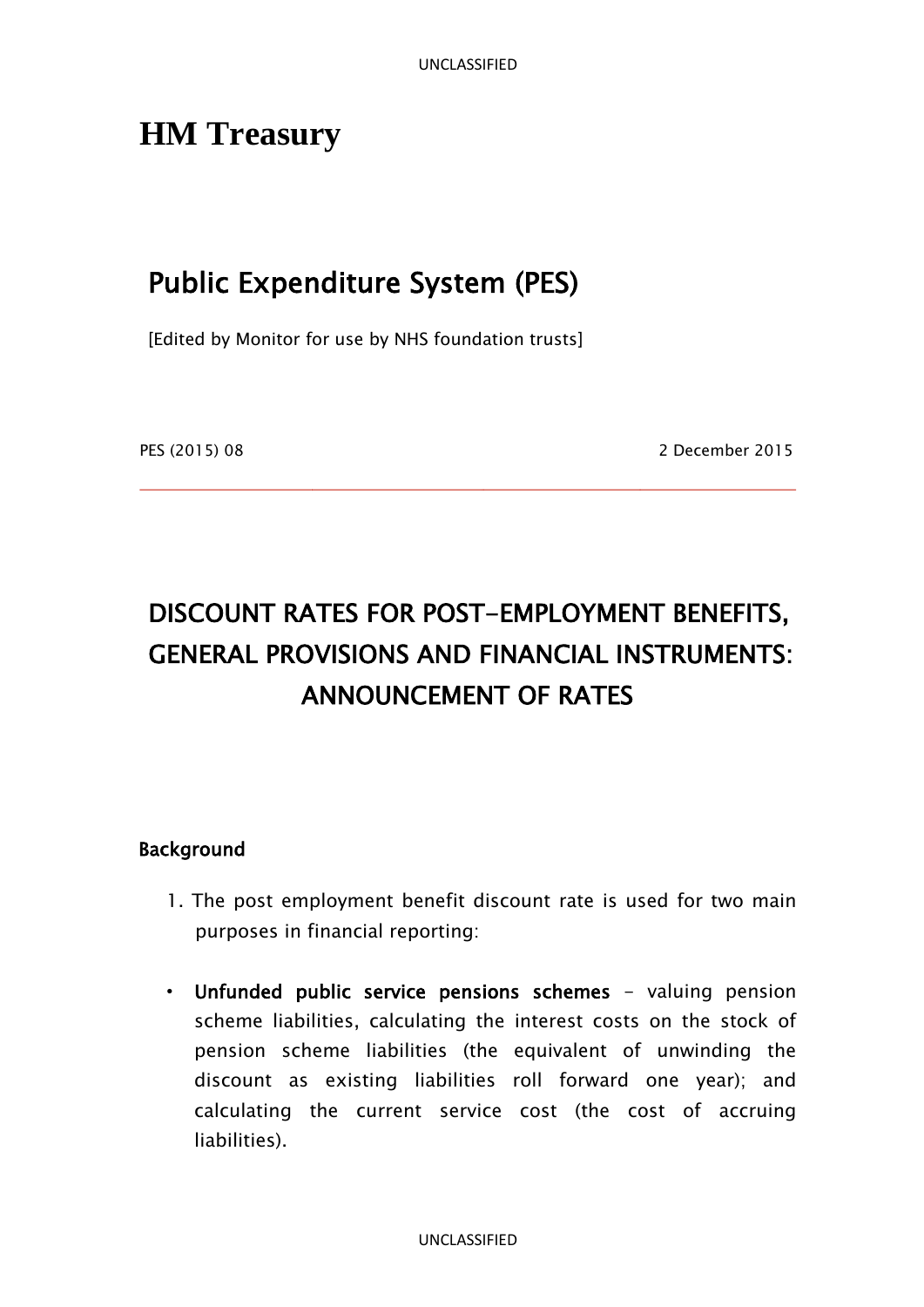# HM Treasury

## Public Expenditure System (PES)

[Edited by Monitor for use by NHS foundation trusts]

PES (2015) 08 2 December 2015

---

## DISCOUNT RATES FOR POST-EMPLOYMENT BENEFITS, GENERAL PROVISIONS AND FINANCIAL INSTRUMENTS: ANNOUNCEMENT OF RATES

### Background

1. The post employment benefit discount rate is used for two main purposes in financial reporting:

- **Unfunded public service pensions schemes** – valuing pension scheme liabilities, calculating the interest costs on the stock of pension scheme liabilities (the equivalent of unwinding the discount as existing liabilities roll forward one year); and calculating the current service cost (the cost of accruing liabilities).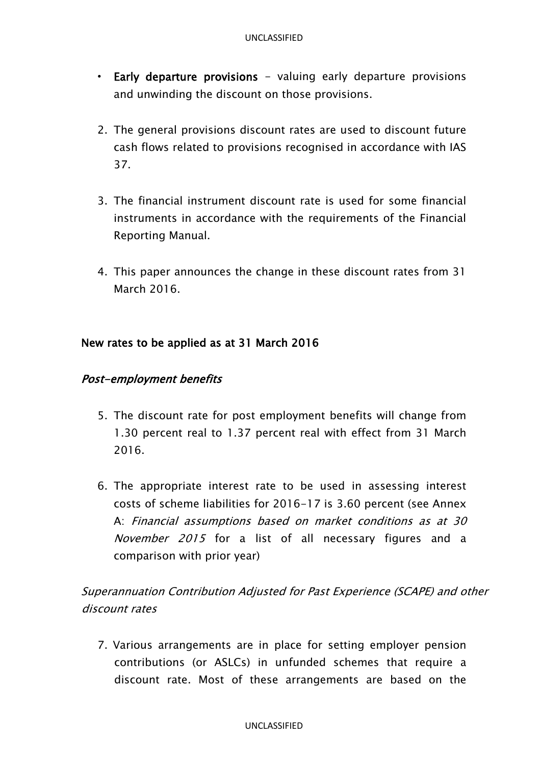- **Early departure provisions** – valuing early departure provisions and unwinding the discount on those provisions.

2. The general provisions discount rates are used to discount future cash flows related to provisions recognised in accordance with IAS 37.

3. The financial instrument discount rate is used for some financial instruments in accordance with the requirements of the Financial Reporting Manual.

4. This paper announces the change in these discount rates from 31 March 2016.

## New rates to be applied as at 31 March 2016

### *Post-employment benefits*

5. The discount rate for post employment benefits will change from 1.30 percent real to 1.37 percent real with effect from 31 March 2016.

6. The appropriate interest rate to be used in assessing interest costs of scheme liabilities for 2016-17 is 3.60 percent (see Annex A: *Financial assumptions based on market conditions as at 30 November 2015* for a list of all necessary figures and a comparison with prior year)

### *Superannuation Contribution Adjusted for Past Experience (SCAPE) and other discount rates*

7. Various arrangements are in place for setting employer pension contributions (or ASLCs) in unfunded schemes that require a discount rate. Most of these arrangements are based on the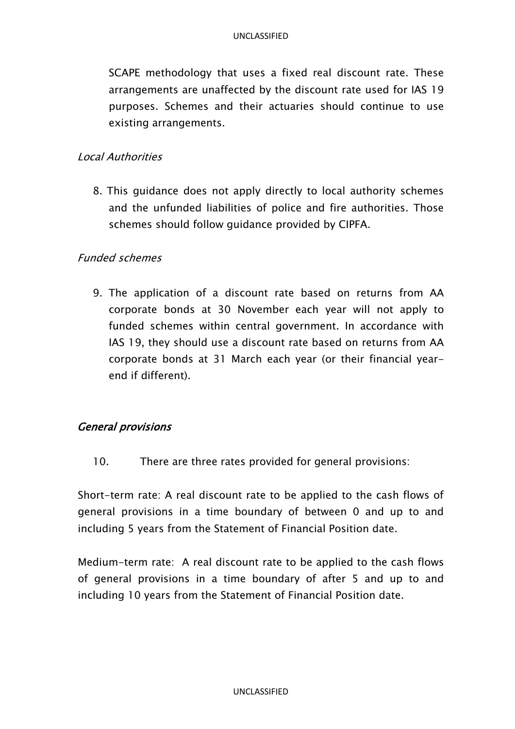SCAPE methodology that uses a fixed real discount rate. These arrangements are unaffected by the discount rate used for IAS 19 purposes. Schemes and their actuaries should continue to use existing arrangements.

*Local Authorities*

8. This guidance does not apply directly to local authority schemes and the unfunded liabilities of police and fire authorities. Those schemes should follow guidance provided by CIPFA.

*Funded schemes*

9. The application of a discount rate based on returns from AA corporate bonds at 30 November each year will not apply to funded schemes within central government. In accordance with IAS 19, they should use a discount rate based on returns from AA corporate bonds at 31 March each year (or their financial year-end if different).

### *General provisions*

10. There are three rates provided for general provisions:

Short-term rate: A real discount rate to be applied to the cash flows of general provisions in a time boundary of between 0 and up to and including 5 years from the Statement of Financial Position date.

Medium-term rate: A real discount rate to be applied to the cash flows of general provisions in a time boundary of after 5 and up to and including 10 years from the Statement of Financial Position date.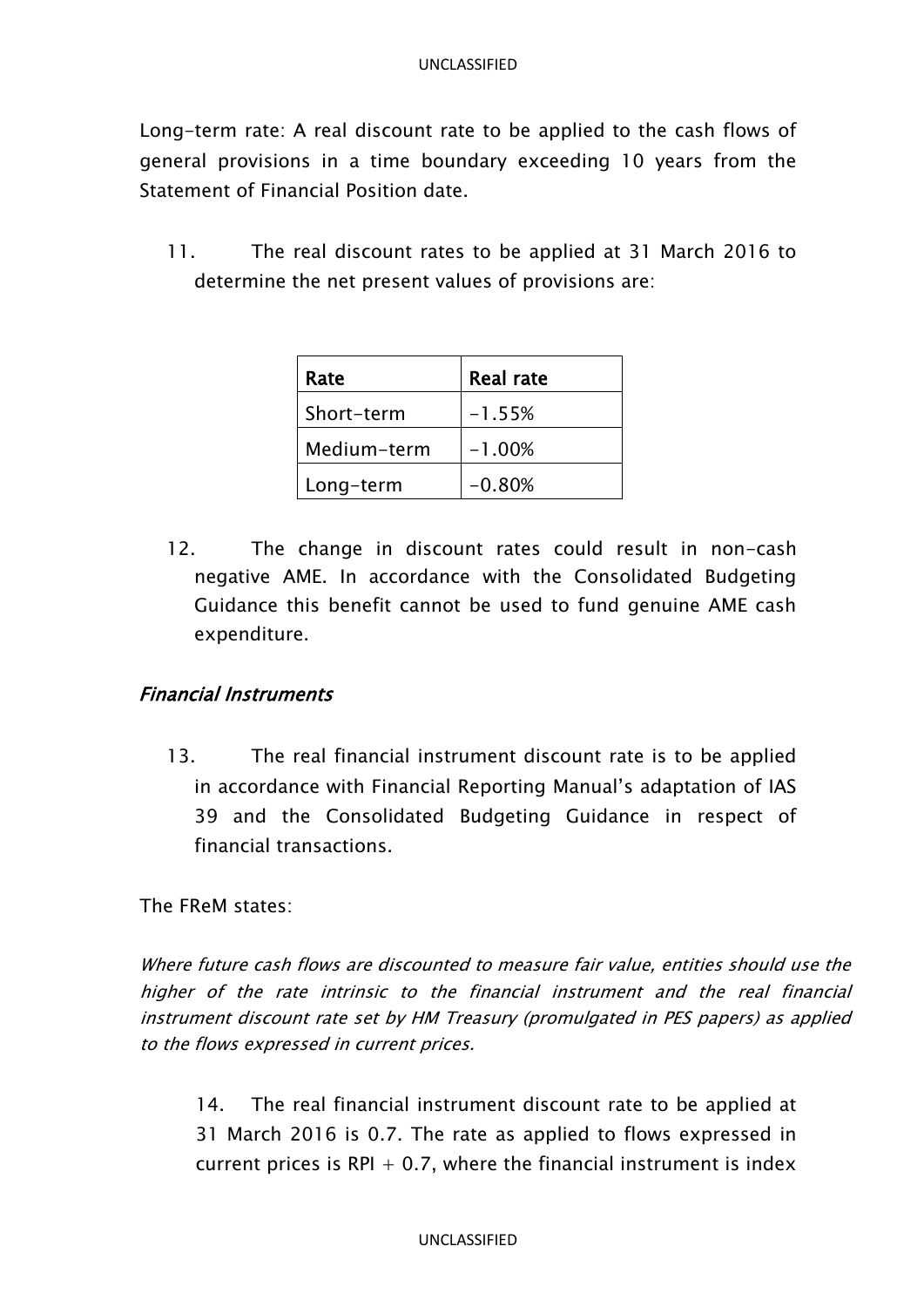Long-term rate: A real discount rate to be applied to the cash flows of general provisions in a time boundary exceeding 10 years from the Statement of Financial Position date.

11. The real discount rates to be applied at 31 March 2016 to determine the net present values of provisions are:

| Rate | Real rate |
|---|---|
| Short-term | -1.55% |
| Medium-term | -1.00% |
| Long-term | -0.80% |

12. The change in discount rates could result in non-cash negative AME. In accordance with the Consolidated Budgeting Guidance this benefit cannot be used to fund genuine AME cash expenditure.

### *Financial Instruments*

13. The real financial instrument discount rate is to be applied in accordance with Financial Reporting Manual's adaptation of IAS 39 and the Consolidated Budgeting Guidance in respect of financial transactions.

The FReM states:

*Where future cash flows are discounted to measure fair value, entities should use the higher of the rate intrinsic to the financial instrument and the real financial instrument discount rate set by HM Treasury (promulgated in PES papers) as applied to the flows expressed in current prices.*

14. The real financial instrument discount rate to be applied at 31 March 2016 is 0.7. The rate as applied to flows expressed in current prices is RPI + 0.7, where the financial instrument is index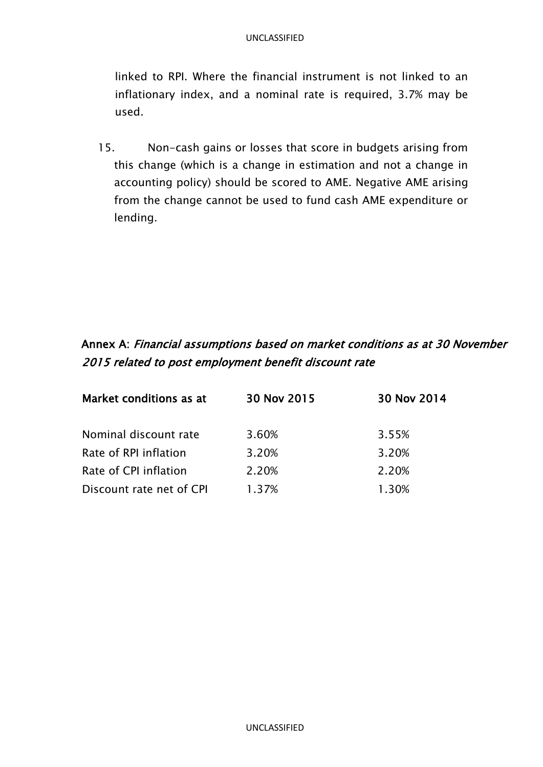linked to RPI. Where the financial instrument is not linked to an inflationary index, and a nominal rate is required, 3.7% may be used.

15. Non-cash gains or losses that score in budgets arising from this change (which is a change in estimation and not a change in accounting policy) should be scored to AME. Negative AME arising from the change cannot be used to fund cash AME expenditure or lending.

## Annex A: *Financial assumptions based on market conditions as at 30 November 2015 related to post employment benefit discount rate*

| **Market conditions as at** | **30 Nov 2015** | **30 Nov 2014** |
|---|---|---|
| Nominal discount rate | 3.60% | 3.55% |
| Rate of RPI inflation | 3.20% | 3.20% |
| Rate of CPI inflation | 2.20% | 2.20% |
| Discount rate net of CPI | 1.37% | 1.30% |